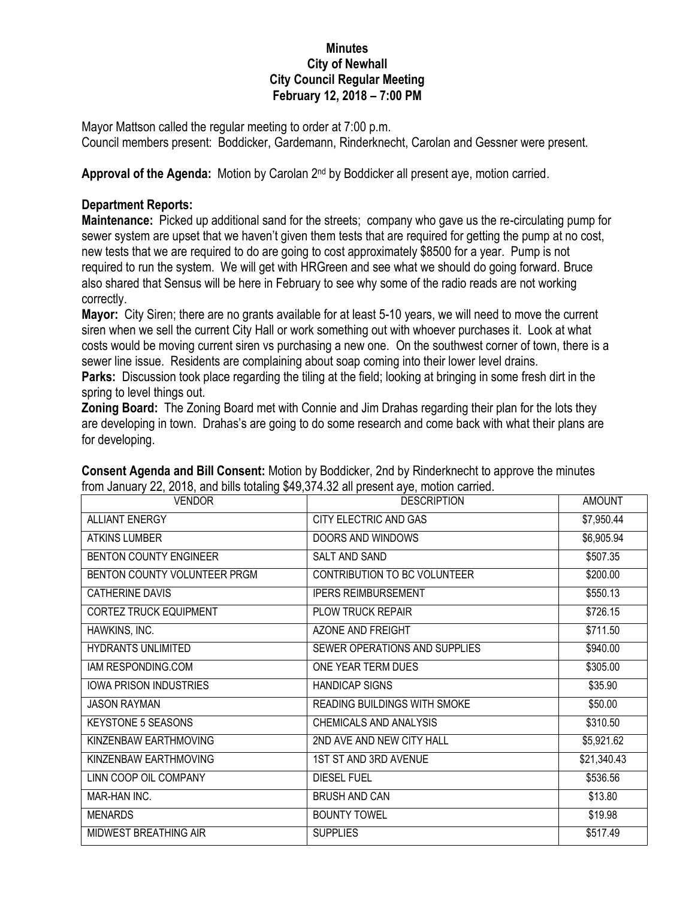# Minutes
## City of Newhall
## City Council Regular Meeting
## February 12, 2018 – 7:00 PM

Mayor Mattson called the regular meeting to order at 7:00 p.m.
Council members present: Boddicker, Gardemann, Rinderknecht, Carolan and Gessner were present.

**Approval of the Agenda:** Motion by Carolan 2nd by Boddicker all present aye, motion carried.

### Department Reports:

**Maintenance:** Picked up additional sand for the streets; company who gave us the re-circulating pump for sewer system are upset that we haven't given them tests that are required for getting the pump at no cost, new tests that we are required to do are going to cost approximately $8500 for a year. Pump is not required to run the system. We will get with HRGreen and see what we should do going forward. Bruce also shared that Sensus will be here in February to see why some of the radio reads are not working correctly.

**Mayor:** City Siren; there are no grants available for at least 5-10 years, we will need to move the current siren when we sell the current City Hall or work something out with whoever purchases it. Look at what costs would be moving current siren vs purchasing a new one. On the southwest corner of town, there is a sewer line issue. Residents are complaining about soap coming into their lower level drains.

**Parks:** Discussion took place regarding the tiling at the field; looking at bringing in some fresh dirt in the spring to level things out.

**Zoning Board:** The Zoning Board met with Connie and Jim Drahas regarding their plan for the lots they are developing in town. Drahas's are going to do some research and come back with what their plans are for developing.

**Consent Agenda and Bill Consent:** Motion by Boddicker, 2nd by Rinderknecht to approve the minutes from January 22, 2018, and bills totaling $49,374.32 all present aye, motion carried.

| VENDOR | DESCRIPTION | AMOUNT |
|---|---|---|
| ALLIANT ENERGY | CITY ELECTRIC AND GAS | $7,950.44 |
| ATKINS LUMBER | DOORS AND WINDOWS | $6,905.94 |
| BENTON COUNTY ENGINEER | SALT AND SAND | $507.35 |
| BENTON COUNTY VOLUNTEER PRGM | CONTRIBUTION TO BC VOLUNTEER | $200.00 |
| CATHERINE DAVIS | IPERS REIMBURSEMENT | $550.13 |
| CORTEZ TRUCK EQUIPMENT | PLOW TRUCK REPAIR | $726.15 |
| HAWKINS, INC. | AZONE AND FREIGHT | $711.50 |
| HYDRANTS UNLIMITED | SEWER OPERATIONS AND SUPPLIES | $940.00 |
| IAM RESPONDING.COM | ONE YEAR TERM DUES | $305.00 |
| IOWA PRISON INDUSTRIES | HANDICAP SIGNS | $35.90 |
| JASON RAYMAN | READING BUILDINGS WITH SMOKE | $50.00 |
| KEYSTONE 5 SEASONS | CHEMICALS AND ANALYSIS | $310.50 |
| KINZENBAW EARTHMOVING | 2ND AVE AND NEW CITY HALL | $5,921.62 |
| KINZENBAW EARTHMOVING | 1ST ST AND 3RD AVENUE | $21,340.43 |
| LINN COOP OIL COMPANY | DIESEL FUEL | $536.56 |
| MAR-HAN INC. | BRUSH AND CAN | $13.80 |
| MENARDS | BOUNTY TOWEL | $19.98 |
| MIDWEST BREATHING AIR | SUPPLIES | $517.49 |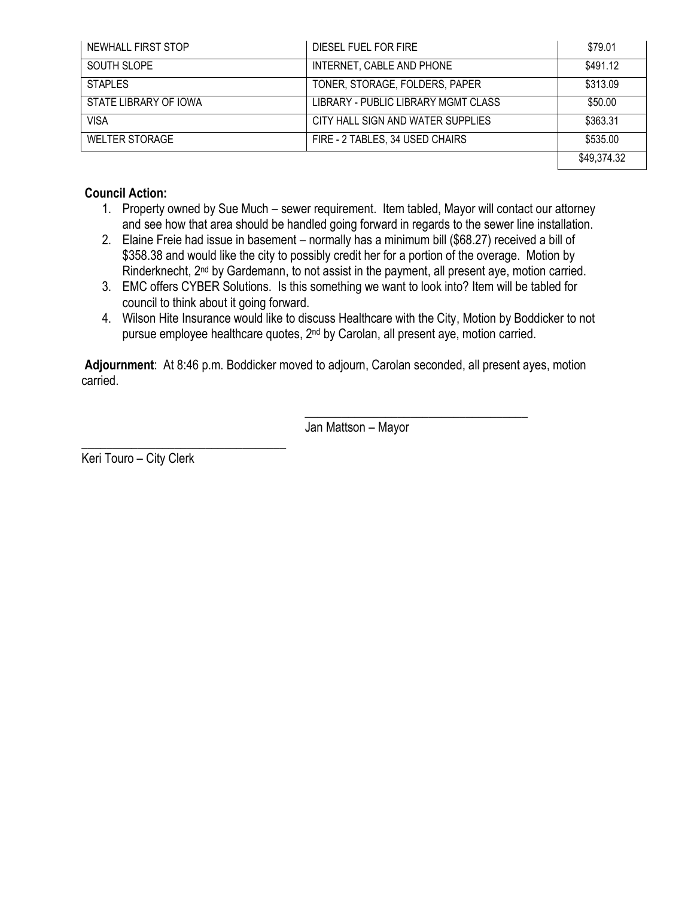| | | |
|---|---|---|
| NEWHALL FIRST STOP | DIESEL FUEL FOR FIRE | $79.01 |
| SOUTH SLOPE | INTERNET, CABLE AND PHONE | $491.12 |
| STAPLES | TONER, STORAGE, FOLDERS, PAPER | $313.09 |
| STATE LIBRARY OF IOWA | LIBRARY - PUBLIC LIBRARY MGMT CLASS | $50.00 |
| VISA | CITY HALL SIGN AND WATER SUPPLIES | $363.31 |
| WELTER STORAGE | FIRE - 2 TABLES, 34 USED CHAIRS | $535.00 |
| | | $49,374.32 |

**Council Action:**

1. Property owned by Sue Much – sewer requirement. Item tabled, Mayor will contact our attorney and see how that area should be handled going forward in regards to the sewer line installation.
2. Elaine Freie had issue in basement – normally has a minimum bill ($68.27) received a bill of $358.38 and would like the city to possibly credit her for a portion of the overage. Motion by Rinderknecht, 2nd by Gardemann, to not assist in the payment, all present aye, motion carried.
3. EMC offers CYBER Solutions. Is this something we want to look into? Item will be tabled for council to think about it going forward.
4. Wilson Hite Insurance would like to discuss Healthcare with the City, Motion by Boddicker to not pursue employee healthcare quotes, 2nd by Carolan, all present aye, motion carried.

**Adjournment**: At 8:46 p.m. Boddicker moved to adjourn, Carolan seconded, all present ayes, motion carried.

\_\_\_\_\_\_\_\_\_\_\_\_\_\_\_\_\_\_\_\_\_\_\_\_\_\_\_\_\_\_\_\_\_\_\_\_
Jan Mattson – Mayor

\_\_\_\_\_\_\_\_\_\_\_\_\_\_\_\_\_\_\_\_\_\_\_\_\_\_\_\_\_\_\_\_\_\_\_\_
Keri Touro – City Clerk